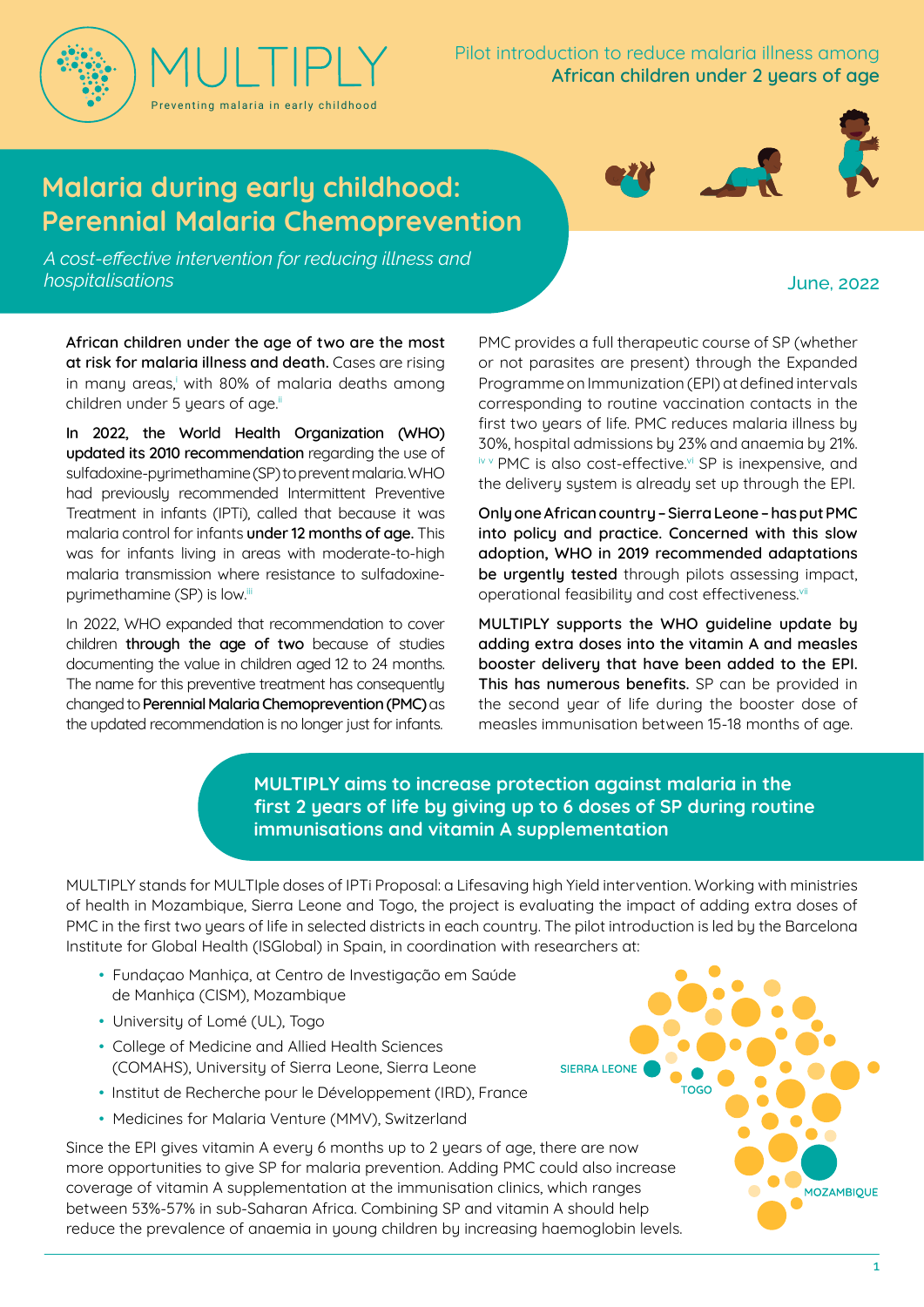MULTIPLY

Preventing malaria in early childhood

Pilot introduction to reduce malaria illness among **African children under 2 years of age**

# Malaria during early childhood: Perennial Malaria Chemoprevention

*A cost-effective intervention for reducing illness and hospitalisations*

June, 2022

**African children under the age of two are the most at risk for malaria illness and death.** Cases are rising in many areas,[i] with 80% of malaria deaths among children under 5 years of age.[ii]

**In 2022, the World Health Organization (WHO) updated its 2010 recommendation** regarding the use of sulfadoxine-pyrimethamine (SP) to prevent malaria. WHO had previously recommended Intermittent Preventive Treatment in infants (IPTi), called that because it was malaria control for infants **under 12 months of age.** This was for infants living in areas with moderate-to-high malaria transmission where resistance to sulfadoxine-pyrimethamine (SP) is low.[iii]

In 2022, WHO expanded that recommendation to cover children **through the age of two** because of studies documenting the value in children aged 12 to 24 months. The name for this preventive treatment has consequently changed to **Perennial Malaria Chemoprevention (PMC)** as the updated recommendation is no longer just for infants.

PMC provides a full therapeutic course of SP (whether or not parasites are present) through the Expanded Programme on Immunization (EPI) at defined intervals corresponding to routine vaccination contacts in the first two years of life. PMC reduces malaria illness by 30%, hospital admissions by 23% and anaemia by 21%.[iv v] PMC is also cost-effective.[vi] SP is inexpensive, and the delivery system is already set up through the EPI.

**Only one African country – Sierra Leone – has put PMC into policy and practice. Concerned with this slow adoption, WHO in 2019 recommended adaptations be urgently tested** through pilots assessing impact, operational feasibility and cost effectiveness.[vii]

**MULTIPLY supports the WHO guideline update by adding extra doses into the vitamin A and measles booster delivery that have been added to the EPI. This has numerous benefits.** SP can be provided in the second year of life during the booster dose of measles immunisation between 15-18 months of age.

**MULTIPLY aims to increase protection against malaria in the first 2 years of life by giving up to 6 doses of SP during routine immunisations and vitamin A supplementation**

MULTIPLY stands for MULTIple doses of IPTi Proposal: a Lifesaving high Yield intervention. Working with ministries of health in Mozambique, Sierra Leone and Togo, the project is evaluating the impact of adding extra doses of PMC in the first two years of life in selected districts in each country. The pilot introduction is led by the Barcelona Institute for Global Health (ISGlobal) in Spain, in coordination with researchers at:

- Fundaçao Manhiça, at Centro de Investigação em Saúde de Manhiça (CISM), Mozambique
- University of Lomé (UL), Togo
- College of Medicine and Allied Health Sciences (COMAHS), University of Sierra Leone, Sierra Leone
- Institut de Recherche pour le Développement (IRD), France
- Medicines for Malaria Venture (MMV), Switzerland

SIERRA LEONE · TOGO · MOZAMBIQUE

Since the EPI gives vitamin A every 6 months up to 2 years of age, there are now more opportunities to give SP for malaria prevention. Adding PMC could also increase coverage of vitamin A supplementation at the immunisation clinics, which ranges between 53%-57% in sub-Saharan Africa. Combining SP and vitamin A should help reduce the prevalence of anaemia in young children by increasing haemoglobin levels.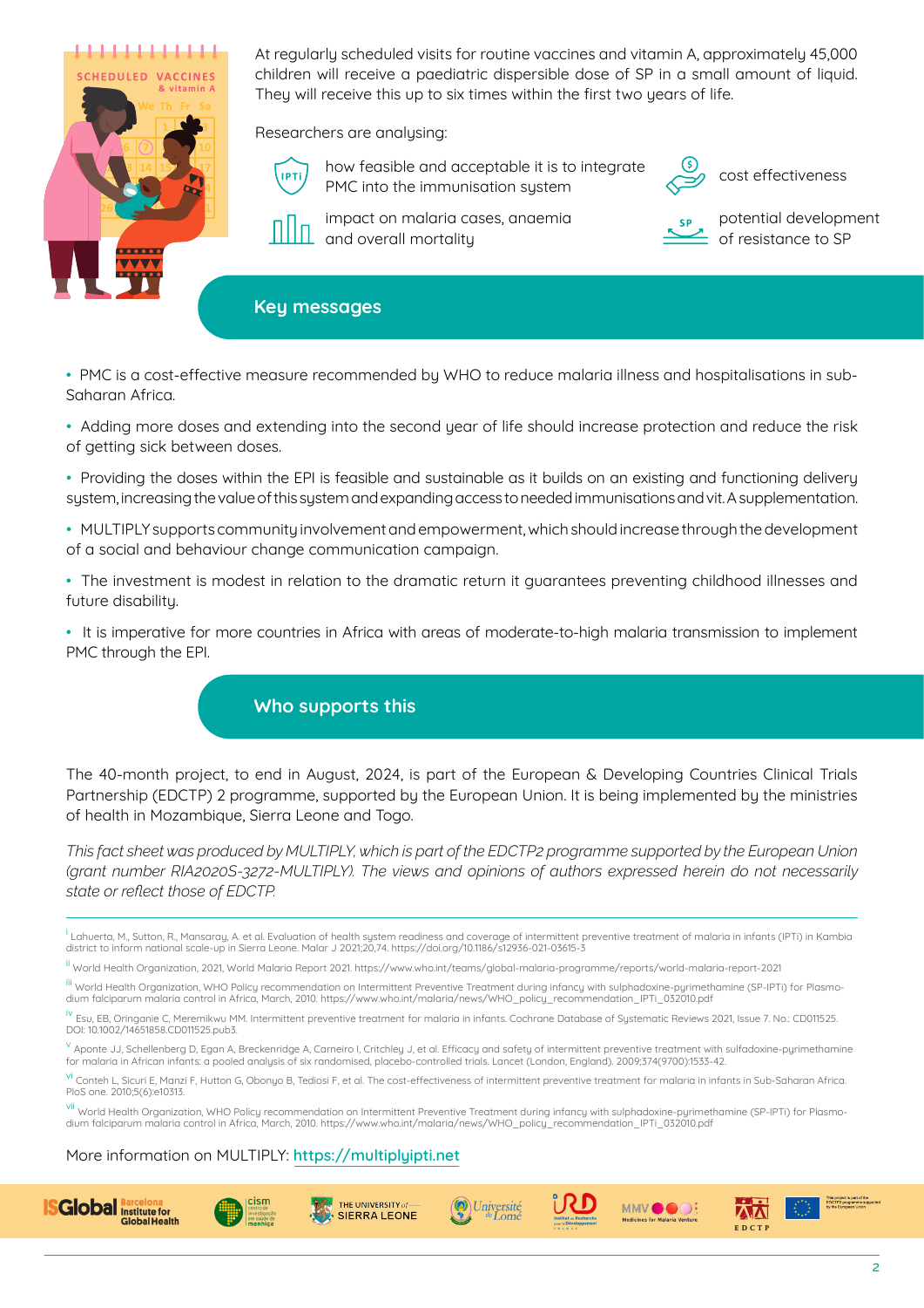At regularly scheduled visits for routine vaccines and vitamin A, approximately 45,000 children will receive a paediatric dispersible dose of SP in a small amount of liquid. They will receive this up to six times within the first two years of life.

Researchers are analysing:

- how feasible and acceptable it is to integrate PMC into the immunisation system
- cost effectiveness
- impact on malaria cases, anaemia and overall mortality
- potential development of resistance to SP

## Key messages

- PMC is a cost-effective measure recommended by WHO to reduce malaria illness and hospitalisations in sub-Saharan Africa.
- Adding more doses and extending into the second year of life should increase protection and reduce the risk of getting sick between doses.
- Providing the doses within the EPI is feasible and sustainable as it builds on an existing and functioning delivery system, increasing the value of this system and expanding access to needed immunisations and vit. A supplementation.
- MULTIPLY supports community involvement and empowerment, which should increase through the development of a social and behaviour change communication campaign.
- The investment is modest in relation to the dramatic return it guarantees preventing childhood illnesses and future disability.
- It is imperative for more countries in Africa with areas of moderate-to-high malaria transmission to implement PMC through the EPI.

## Who supports this

The 40-month project, to end in August, 2024, is part of the European & Developing Countries Clinical Trials Partnership (EDCTP) 2 programme, supported by the European Union. It is being implemented by the ministries of health in Mozambique, Sierra Leone and Togo.

*This fact sheet was produced by MULTIPLY, which is part of the EDCTP2 programme supported by the European Union (grant number RIA2020S-3272-MULTIPLY). The views and opinions of authors expressed herein do not necessarily state or reflect those of EDCTP.*

---

[i] Lahuerta, M., Sutton, R., Mansaray, A. et al. Evaluation of health system readiness and coverage of intermittent preventive treatment of malaria in infants (IPTi) in Kambia district to inform national scale-up in Sierra Leone. Malar J 2021;20,74. https://doi.org/10.1186/s12936-021-03615-3

[ii] World Health Organization, 2021, World Malaria Report 2021. https://www.who.int/teams/global-malaria-programme/reports/world-malaria-report-2021

[iii] World Health Organization, WHO Policy recommendation on Intermittent Preventive Treatment during infancy with sulphadoxine-pyrimethamine (SP-IPTi) for Plasmodium falciparum malaria control in Africa, March, 2010. https://www.who.int/malaria/news/WHO_policy_recommendation_IPTi_032010.pdf

[iv] Esu, EB, Oringanje C, Meremikwu MM. Intermittent preventive treatment for malaria in infants. Cochrane Database of Systematic Reviews 2021, Issue 7. No.: CD011525. DOI: 10.1002/14651858.CD011525.pub3.

[v] Aponte JJ, Schellenberg D, Egan A, Breckenridge A, Carneiro I, Critchley J, et al. Efficacy and safety of intermittent preventive treatment with sulfadoxine-pyrimethamine for malaria in African infants: a pooled analysis of six randomised, placebo-controlled trials. Lancet (London, England). 2009;374(9700):1533-42.

[vi] Conteh L, Sicuri E, Manzi F, Hutton G, Obonyo B, Tediosi F, et al. The cost-effectiveness of intermittent preventive treatment for malaria in infants in Sub-Saharan Africa. PloS one. 2010;5(6):e10313.

[vii] World Health Organization, WHO Policy recommendation on Intermittent Preventive Treatment during infancy with sulphadoxine-pyrimethamine (SP-IPTi) for Plasmodium falciparum malaria control in Africa, March, 2010. https://www.who.int/malaria/news/WHO_policy_recommendation_IPTi_032010.pdf

More information on MULTIPLY: https://multiplyipti.net